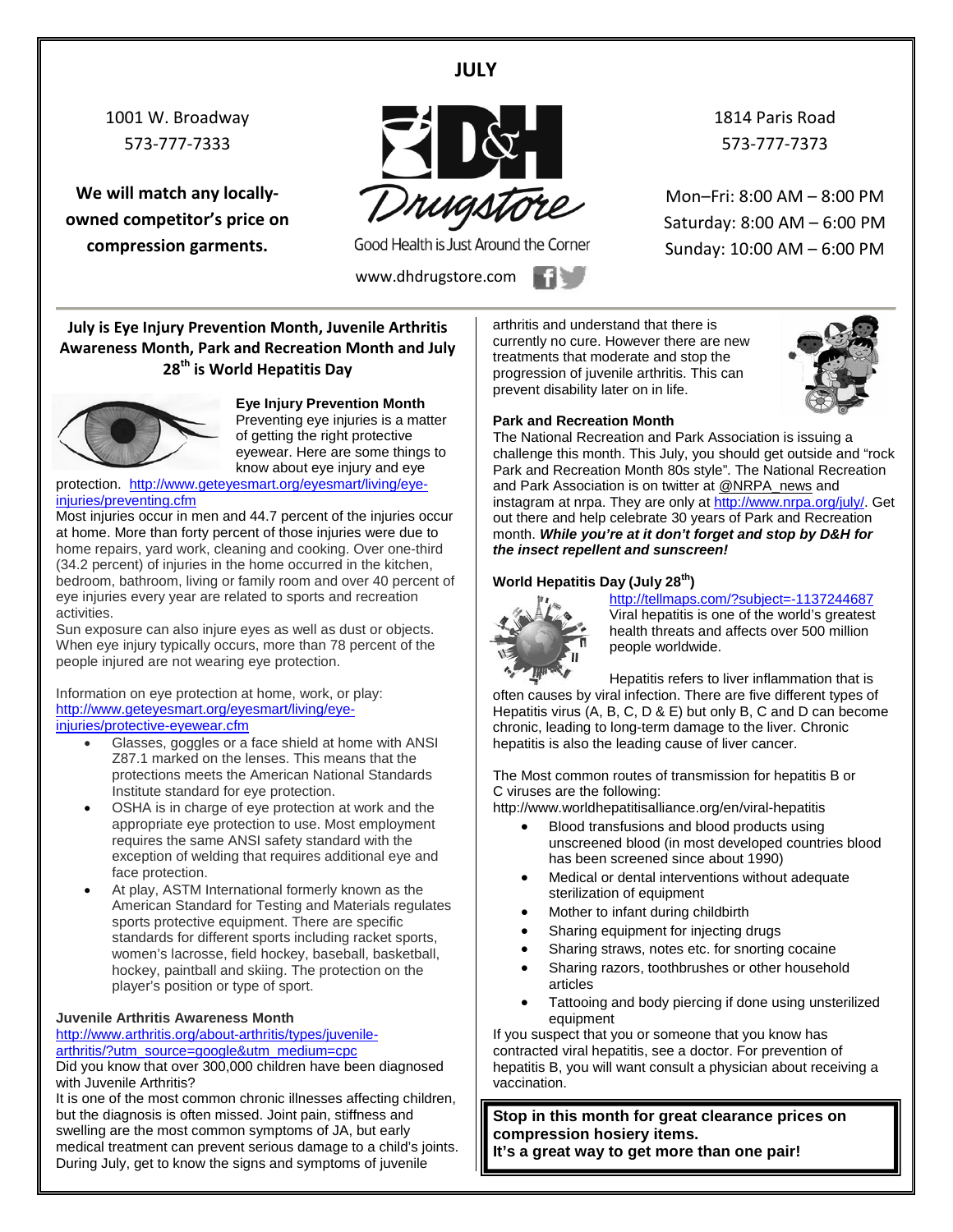# JULY

1001 W. Broadway
573-777-7333

**We will match any locally-owned competitor's price on compression garments.**

D&H Drugstore

Good Health is Just Around the Corner

www.dhdrugstore.com

1814 Paris Road
573-777-7373

Mon–Fri: 8:00 AM – 8:00 PM
Saturday: 8:00 AM – 6:00 PM
Sunday: 10:00 AM – 6:00 PM

## July is Eye Injury Prevention Month, Juvenile Arthritis Awareness Month, Park and Recreation Month and July 28th is World Hepatitis Day

**Eye Injury Prevention Month**
Preventing eye injuries is a matter of getting the right protective eyewear. Here are some things to know about eye injury and eye protection. http://www.geteyesmart.org/eyesmart/living/eye-injuries/preventing.cfm
Most injuries occur in men and 44.7 percent of the injuries occur at home. More than forty percent of those injuries were due to home repairs, yard work, cleaning and cooking. Over one-third (34.2 percent) of injuries in the home occurred in the kitchen, bedroom, bathroom, living or family room and over 40 percent of eye injuries every year are related to sports and recreation activities.
Sun exposure can also injure eyes as well as dust or objects. When eye injury typically occurs, more than 78 percent of the people injured are not wearing eye protection.

Information on eye protection at home, work, or play:
http://www.geteyesmart.org/eyesmart/living/eye-injuries/protective-eyewear.cfm

- Glasses, goggles or a face shield at home with ANSI Z87.1 marked on the lenses. This means that the protections meets the American National Standards Institute standard for eye protection.
- OSHA is in charge of eye protection at work and the appropriate eye protection to use. Most employment requires the same ANSI safety standard with the exception of welding that requires additional eye and face protection.
- At play, ASTM International formerly known as the American Standard for Testing and Materials regulates sports protective equipment. There are specific standards for different sports including racket sports, women's lacrosse, field hockey, baseball, basketball, hockey, paintball and skiing. The protection on the player's position or type of sport.

**Juvenile Arthritis Awareness Month**
http://www.arthritis.org/about-arthritis/types/juvenile-arthritis/?utm_source=google&utm_medium=cpc
Did you know that over 300,000 children have been diagnosed with Juvenile Arthritis?
It is one of the most common chronic illnesses affecting children, but the diagnosis is often missed. Joint pain, stiffness and swelling are the most common symptoms of JA, but early medical treatment can prevent serious damage to a child's joints. During July, get to know the signs and symptoms of juvenile arthritis and understand that there is currently no cure. However there are new treatments that moderate and stop the progression of juvenile arthritis. This can prevent disability later on in life.

**Park and Recreation Month**
The National Recreation and Park Association is issuing a challenge this month. This July, you should get outside and "rock Park and Recreation Month 80s style". The National Recreation and Park Association is on twitter at @NRPA_news and instagram at nrpa. They are only at http://www.nrpa.org/july/. Get out there and help celebrate 30 years of Park and Recreation month. ***While you're at it don't forget and stop by D&H for the insect repellent and sunscreen!***

**World Hepatitis Day (July 28th)**
http://tellmaps.com/?subject=-1137244687
Viral hepatitis is one of the world's greatest health threats and affects over 500 million people worldwide.

Hepatitis refers to liver inflammation that is often causes by viral infection. There are five different types of Hepatitis virus (A, B, C, D & E) but only B, C and D can become chronic, leading to long-term damage to the liver. Chronic hepatitis is also the leading cause of liver cancer.

The Most common routes of transmission for hepatitis B or C viruses are the following:
http://www.worldhepatitisalliance.org/en/viral-hepatitis

- Blood transfusions and blood products using unscreened blood (in most developed countries blood has been screened since about 1990)
- Medical or dental interventions without adequate sterilization of equipment
- Mother to infant during childbirth
- Sharing equipment for injecting drugs
- Sharing straws, notes etc. for snorting cocaine
- Sharing razors, toothbrushes or other household articles
- Tattooing and body piercing if done using unsterilized equipment

If you suspect that you or someone that you know has contracted viral hepatitis, see a doctor. For prevention of hepatitis B, you will want consult a physician about receiving a vaccination.

**Stop in this month for great clearance prices on compression hosiery items.**
**It's a great way to get more than one pair!**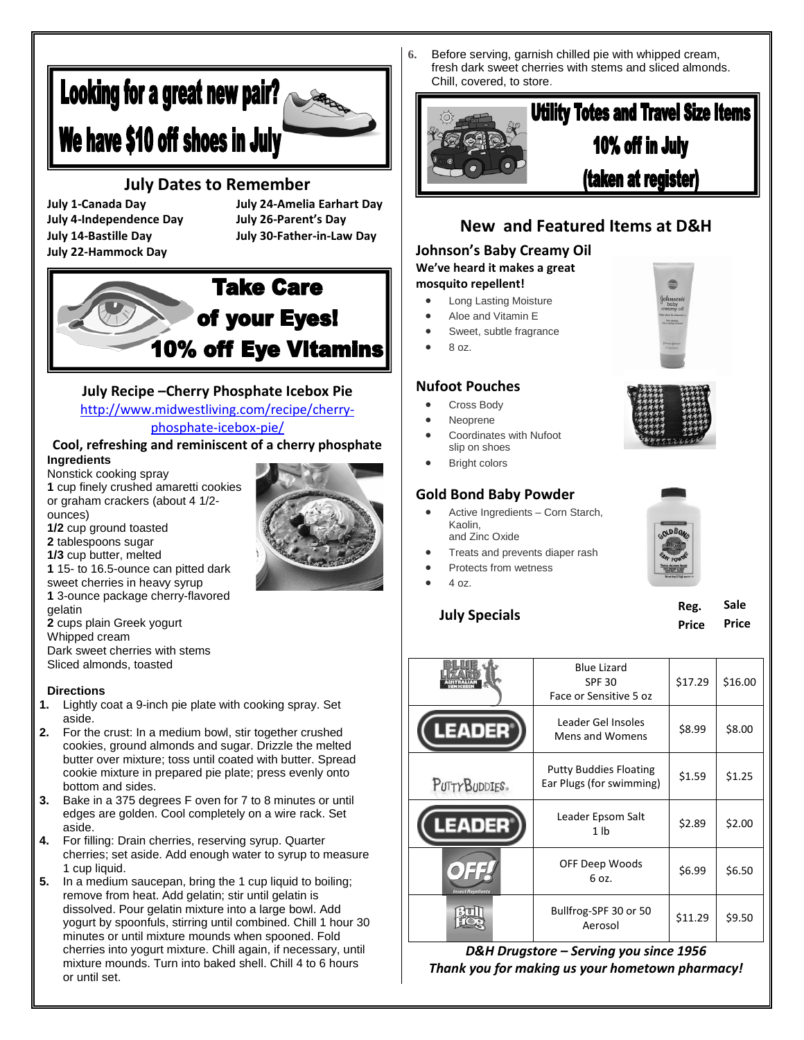# Looking for a great new pair?

# We have $10 off shoes in July

## July Dates to Remember

**July 1-Canada Day**
**July 4-Independence Day**
**July 14-Bastille Day**
**July 22-Hammock Day**
**July 24-Amelia Earhart Day**
**July 26-Parent's Day**
**July 30-Father-in-Law Day**

# Take Care of your Eyes!

# 10% off Eye Vitamins

## July Recipe –Cherry Phosphate Icebox Pie

http://www.midwestliving.com/recipe/cherry-phosphate-icebox-pie/

**Cool, refreshing and reminiscent of a cherry phosphate**

**Ingredients**

Nonstick cooking spray
**1** cup finely crushed amaretti cookies or graham crackers (about 4 1/2-ounces)
**1/2** cup ground toasted
**2** tablespoons sugar
**1/3** cup butter, melted
**1** 15- to 16.5-ounce can pitted dark sweet cherries in heavy syrup
**1** 3-ounce package cherry-flavored gelatin
**2** cups plain Greek yogurt
Whipped cream
Dark sweet cherries with stems
Sliced almonds, toasted

**Directions**

1. Lightly coat a 9-inch pie plate with cooking spray. Set aside.
2. For the crust: In a medium bowl, stir together crushed cookies, ground almonds and sugar. Drizzle the melted butter over mixture; toss until coated with butter. Spread cookie mixture in prepared pie plate; press evenly onto bottom and sides.
3. Bake in a 375 degrees F oven for 7 to 8 minutes or until edges are golden. Cool completely on a wire rack. Set aside.
4. For filling: Drain cherries, reserving syrup. Quarter cherries; set aside. Add enough water to syrup to measure 1 cup liquid.
5. In a medium saucepan, bring the 1 cup liquid to boiling; remove from heat. Add gelatin; stir until gelatin is dissolved. Pour gelatin mixture into a large bowl. Add yogurt by spoonfuls, stirring until combined. Chill 1 hour 30 minutes or until mixture mounds when spooned. Fold cherries into yogurt mixture. Chill again, if necessary, until mixture mounds. Turn into baked shell. Chill 4 to 6 hours or until set.
6. Before serving, garnish chilled pie with whipped cream, fresh dark sweet cherries with stems and sliced almonds. Chill, covered, to store.

# Utility Totes and Travel Size Items 10% off in July (taken at register)

## New and Featured Items at D&H

### Johnson's Baby Creamy Oil

**We've heard it makes a great mosquito repellent!**

- Long Lasting Moisture
- Aloe and Vitamin E
- Sweet, subtle fragrance
- 8 oz.

### Nufoot Pouches

- Cross Body
- Neoprene
- Coordinates with Nufoot slip on shoes
- Bright colors

### Gold Bond Baby Powder

- Active Ingredients – Corn Starch, Kaolin, and Zinc Oxide
- Treats and prevents diaper rash
- Protects from wetness
- 4 oz.

### July Specials

| | | Reg. Price | Sale Price |
|---|---|---|---|
| Blue Lizard | Blue Lizard SPF 30 Face or Sensitive 5 oz | $17.29 | $16.00 |
| Leader | Leader Gel Insoles Mens and Womens | $8.99 | $8.00 |
| Putty Buddies | Putty Buddies Floating Ear Plugs (for swimming) | $1.59 | $1.25 |
| Leader | Leader Epsom Salt 1 lb | $2.89 | $2.00 |
| OFF! | OFF Deep Woods 6 oz. | $6.99 | $6.50 |
| Bull Frog | Bullfrog-SPF 30 or 50 Aerosol | $11.29 | $9.50 |

***D&H Drugstore – Serving you since 1956***

***Thank you for making us your hometown pharmacy!***